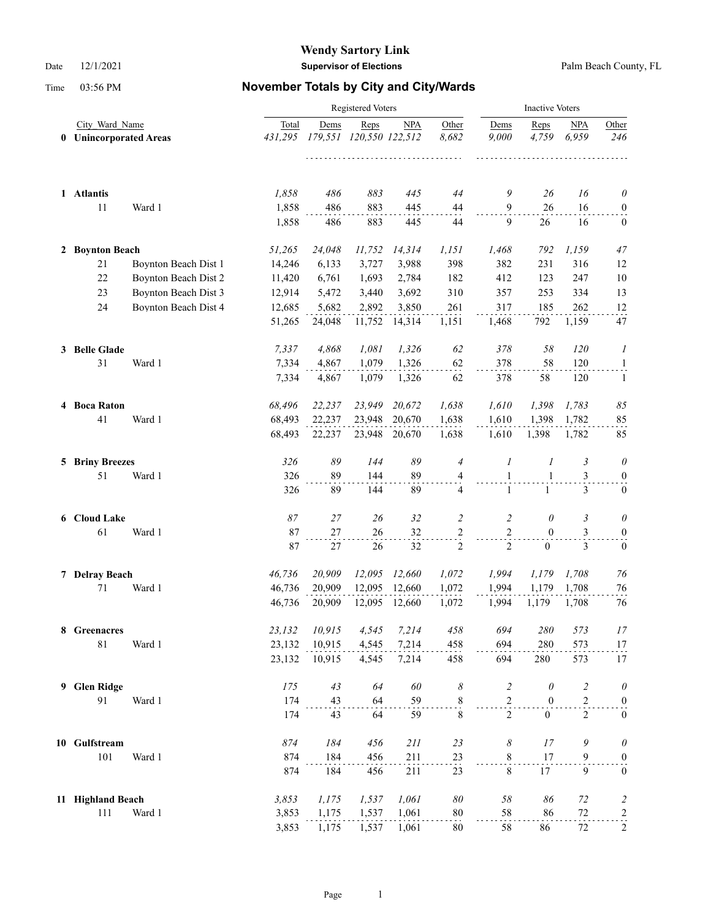# Wendy Sartory Link

**Supervisor of Elections**

Palm Beach County, FL

Date 12/1/2021

Time 03:56 PM

## November Totals by City and City/Wards

| | City_Ward_Name | | Registered Voters | | | | | Inactive Voters | | | |
|---|---|---|---|---|---|---|---|---|---|---|---|
| | | | Total | Dems | Reps | NPA | Other | Dems | Reps | NPA | Other |
| **0** | **Unincorporated Areas** | | *431,295* | *179,551* | *120,550* | *122,512* | *8,682* | *9,000* | *4,759* | *6,959* | *246* |
| **1** | **Atlantis** | | *1,858* | *486* | *883* | *445* | *44* | *9* | *26* | *16* | *0* |
| | 11 | Ward 1 | 1,858 | 486 | 883 | 445 | 44 | 9 | 26 | 16 | 0 |
| | | | 1,858 | 486 | 883 | 445 | 44 | 9 | 26 | 16 | 0 |
| **2** | **Boynton Beach** | | *51,265* | *24,048* | *11,752* | *14,314* | *1,151* | *1,468* | *792* | *1,159* | *47* |
| | 21 | Boynton Beach Dist 1 | 14,246 | 6,133 | 3,727 | 3,988 | 398 | 382 | 231 | 316 | 12 |
| | 22 | Boynton Beach Dist 2 | 11,420 | 6,761 | 1,693 | 2,784 | 182 | 412 | 123 | 247 | 10 |
| | 23 | Boynton Beach Dist 3 | 12,914 | 5,472 | 3,440 | 3,692 | 310 | 357 | 253 | 334 | 13 |
| | 24 | Boynton Beach Dist 4 | 12,685 | 5,682 | 2,892 | 3,850 | 261 | 317 | 185 | 262 | 12 |
| | | | 51,265 | 24,048 | 11,752 | 14,314 | 1,151 | 1,468 | 792 | 1,159 | 47 |
| **3** | **Belle Glade** | | *7,337* | *4,868* | *1,081* | *1,326* | *62* | *378* | *58* | *120* | *1* |
| | 31 | Ward 1 | 7,334 | 4,867 | 1,079 | 1,326 | 62 | 378 | 58 | 120 | 1 |
| | | | 7,334 | 4,867 | 1,079 | 1,326 | 62 | 378 | 58 | 120 | 1 |
| **4** | **Boca Raton** | | *68,496* | *22,237* | *23,949* | *20,672* | *1,638* | *1,610* | *1,398* | *1,783* | *85* |
| | 41 | Ward 1 | 68,493 | 22,237 | 23,948 | 20,670 | 1,638 | 1,610 | 1,398 | 1,782 | 85 |
| | | | 68,493 | 22,237 | 23,948 | 20,670 | 1,638 | 1,610 | 1,398 | 1,782 | 85 |
| **5** | **Briny Breezes** | | *326* | *89* | *144* | *89* | *4* | *1* | *1* | *3* | *0* |
| | 51 | Ward 1 | 326 | 89 | 144 | 89 | 4 | 1 | 1 | 3 | 0 |
| | | | 326 | 89 | 144 | 89 | 4 | 1 | 1 | 3 | 0 |
| **6** | **Cloud Lake** | | *87* | *27* | *26* | *32* | *2* | *2* | *0* | *3* | *0* |
| | 61 | Ward 1 | 87 | 27 | 26 | 32 | 2 | 2 | 0 | 3 | 0 |
| | | | 87 | 27 | 26 | 32 | 2 | 2 | 0 | 3 | 0 |
| **7** | **Delray Beach** | | *46,736* | *20,909* | *12,095* | *12,660* | *1,072* | *1,994* | *1,179* | *1,708* | *76* |
| | 71 | Ward 1 | 46,736 | 20,909 | 12,095 | 12,660 | 1,072 | 1,994 | 1,179 | 1,708 | 76 |
| | | | 46,736 | 20,909 | 12,095 | 12,660 | 1,072 | 1,994 | 1,179 | 1,708 | 76 |
| **8** | **Greenacres** | | *23,132* | *10,915* | *4,545* | *7,214* | *458* | *694* | *280* | *573* | *17* |
| | 81 | Ward 1 | 23,132 | 10,915 | 4,545 | 7,214 | 458 | 694 | 280 | 573 | 17 |
| | | | 23,132 | 10,915 | 4,545 | 7,214 | 458 | 694 | 280 | 573 | 17 |
| **9** | **Glen Ridge** | | *175* | *43* | *64* | *60* | *8* | *2* | *0* | *2* | *0* |
| | 91 | Ward 1 | 174 | 43 | 64 | 59 | 8 | 2 | 0 | 2 | 0 |
| | | | 174 | 43 | 64 | 59 | 8 | 2 | 0 | 2 | 0 |
| **10** | **Gulfstream** | | *874* | *184* | *456* | *211* | *23* | *8* | *17* | *9* | *0* |
| | 101 | Ward 1 | 874 | 184 | 456 | 211 | 23 | 8 | 17 | 9 | 0 |
| | | | 874 | 184 | 456 | 211 | 23 | 8 | 17 | 9 | 0 |
| **11** | **Highland Beach** | | *3,853* | *1,175* | *1,537* | *1,061* | *80* | *58* | *86* | *72* | *2* |
| | 111 | Ward 1 | 3,853 | 1,175 | 1,537 | 1,061 | 80 | 58 | 86 | 72 | 2 |
| | | | 3,853 | 1,175 | 1,537 | 1,061 | 80 | 58 | 86 | 72 | 2 |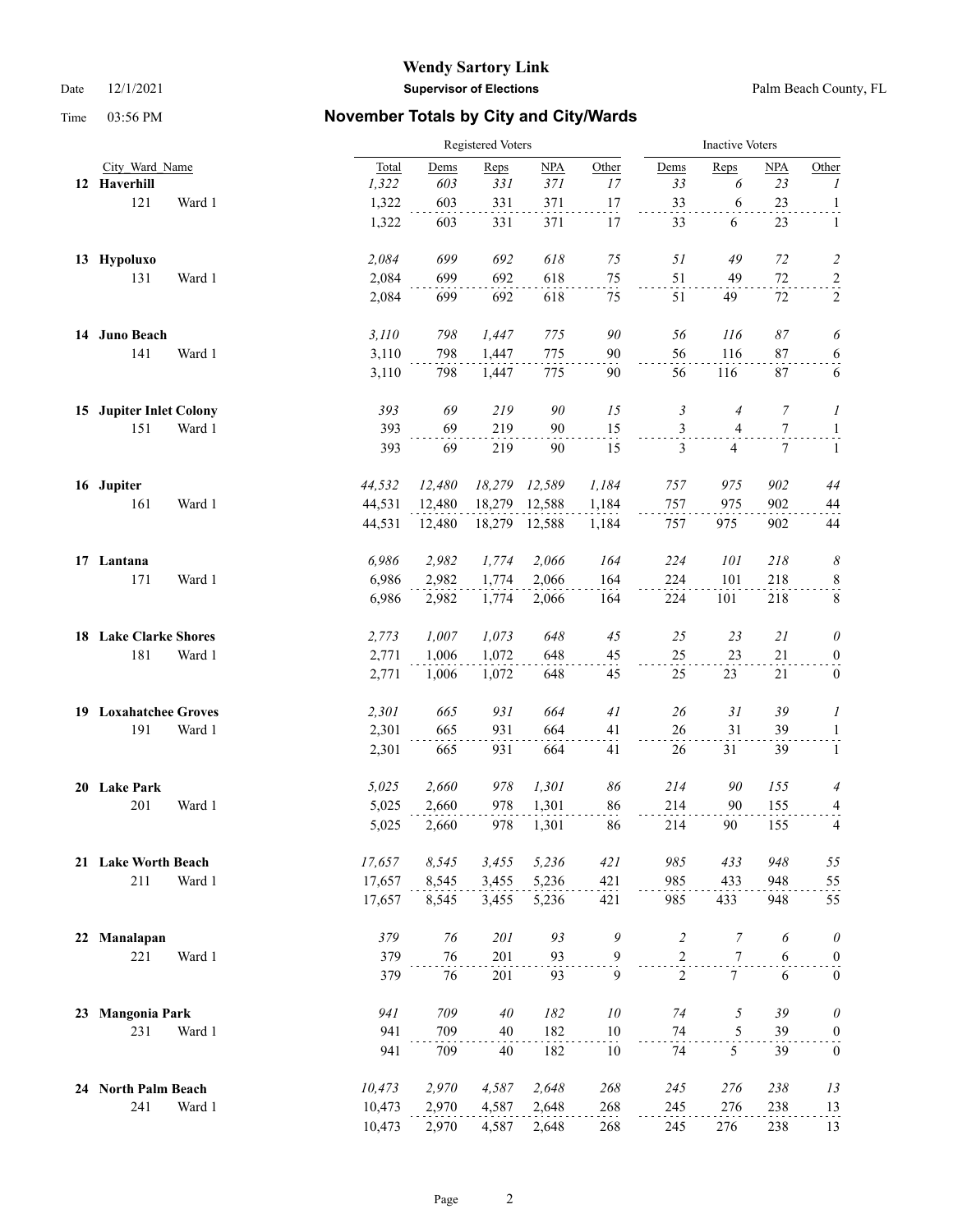# Wendy Sartory Link

Date 12/1/2021 **Supervisor of Elections** Palm Beach County, FL

Time 03:56 PM

## November Totals by City and City/Wards

| City_Ward_Name | | Registered Voters Total | Dems | Reps | NPA | Other | Inactive Voters Dems | Reps | NPA | Other |
|---|---|---|---|---|---|---|---|---|---|---|
| **12 Haverhill** | | *1,322* | *603* | *331* | *371* | *17* | *33* | *6* | *23* | *1* |
| 121 | Ward 1 | 1,322 | 603 | 331 | 371 | 17 | 33 | 6 | 23 | 1 |
| | | 1,322 | 603 | 331 | 371 | 17 | 33 | 6 | 23 | 1 |
| **13 Hypoluxo** | | *2,084* | *699* | *692* | *618* | *75* | *51* | *49* | *72* | *2* |
| 131 | Ward 1 | 2,084 | 699 | 692 | 618 | 75 | 51 | 49 | 72 | 2 |
| | | 2,084 | 699 | 692 | 618 | 75 | 51 | 49 | 72 | 2 |
| **14 Juno Beach** | | *3,110* | *798* | *1,447* | *775* | *90* | *56* | *116* | *87* | *6* |
| 141 | Ward 1 | 3,110 | 798 | 1,447 | 775 | 90 | 56 | 116 | 87 | 6 |
| | | 3,110 | 798 | 1,447 | 775 | 90 | 56 | 116 | 87 | 6 |
| **15 Jupiter Inlet Colony** | | *393* | *69* | *219* | *90* | *15* | *3* | *4* | *7* | *1* |
| 151 | Ward 1 | 393 | 69 | 219 | 90 | 15 | 3 | 4 | 7 | 1 |
| | | 393 | 69 | 219 | 90 | 15 | 3 | 4 | 7 | 1 |
| **16 Jupiter** | | *44,532* | *12,480* | *18,279* | *12,589* | *1,184* | *757* | *975* | *902* | *44* |
| 161 | Ward 1 | 44,531 | 12,480 | 18,279 | 12,588 | 1,184 | 757 | 975 | 902 | 44 |
| | | 44,531 | 12,480 | 18,279 | 12,588 | 1,184 | 757 | 975 | 902 | 44 |
| **17 Lantana** | | *6,986* | *2,982* | *1,774* | *2,066* | *164* | *224* | *101* | *218* | *8* |
| 171 | Ward 1 | 6,986 | 2,982 | 1,774 | 2,066 | 164 | 224 | 101 | 218 | 8 |
| | | 6,986 | 2,982 | 1,774 | 2,066 | 164 | 224 | 101 | 218 | 8 |
| **18 Lake Clarke Shores** | | *2,773* | *1,007* | *1,073* | *648* | *45* | *25* | *23* | *21* | *0* |
| 181 | Ward 1 | 2,771 | 1,006 | 1,072 | 648 | 45 | 25 | 23 | 21 | 0 |
| | | 2,771 | 1,006 | 1,072 | 648 | 45 | 25 | 23 | 21 | 0 |
| **19 Loxahatchee Groves** | | *2,301* | *665* | *931* | *664* | *41* | *26* | *31* | *39* | *1* |
| 191 | Ward 1 | 2,301 | 665 | 931 | 664 | 41 | 26 | 31 | 39 | 1 |
| | | 2,301 | 665 | 931 | 664 | 41 | 26 | 31 | 39 | 1 |
| **20 Lake Park** | | *5,025* | *2,660* | *978* | *1,301* | *86* | *214* | *90* | *155* | *4* |
| 201 | Ward 1 | 5,025 | 2,660 | 978 | 1,301 | 86 | 214 | 90 | 155 | 4 |
| | | 5,025 | 2,660 | 978 | 1,301 | 86 | 214 | 90 | 155 | 4 |
| **21 Lake Worth Beach** | | *17,657* | *8,545* | *3,455* | *5,236* | *421* | *985* | *433* | *948* | *55* |
| 211 | Ward 1 | 17,657 | 8,545 | 3,455 | 5,236 | 421 | 985 | 433 | 948 | 55 |
| | | 17,657 | 8,545 | 3,455 | 5,236 | 421 | 985 | 433 | 948 | 55 |
| **22 Manalapan** | | *379* | *76* | *201* | *93* | *9* | *2* | *7* | *6* | *0* |
| 221 | Ward 1 | 379 | 76 | 201 | 93 | 9 | 2 | 7 | 6 | 0 |
| | | 379 | 76 | 201 | 93 | 9 | 2 | 7 | 6 | 0 |
| **23 Mangonia Park** | | *941* | *709* | *40* | *182* | *10* | *74* | *5* | *39* | *0* |
| 231 | Ward 1 | 941 | 709 | 40 | 182 | 10 | 74 | 5 | 39 | 0 |
| | | 941 | 709 | 40 | 182 | 10 | 74 | 5 | 39 | 0 |
| **24 North Palm Beach** | | *10,473* | *2,970* | *4,587* | *2,648* | *268* | *245* | *276* | *238* | *13* |
| 241 | Ward 1 | 10,473 | 2,970 | 4,587 | 2,648 | 268 | 245 | 276 | 238 | 13 |
| | | 10,473 | 2,970 | 4,587 | 2,648 | 268 | 245 | 276 | 238 | 13 |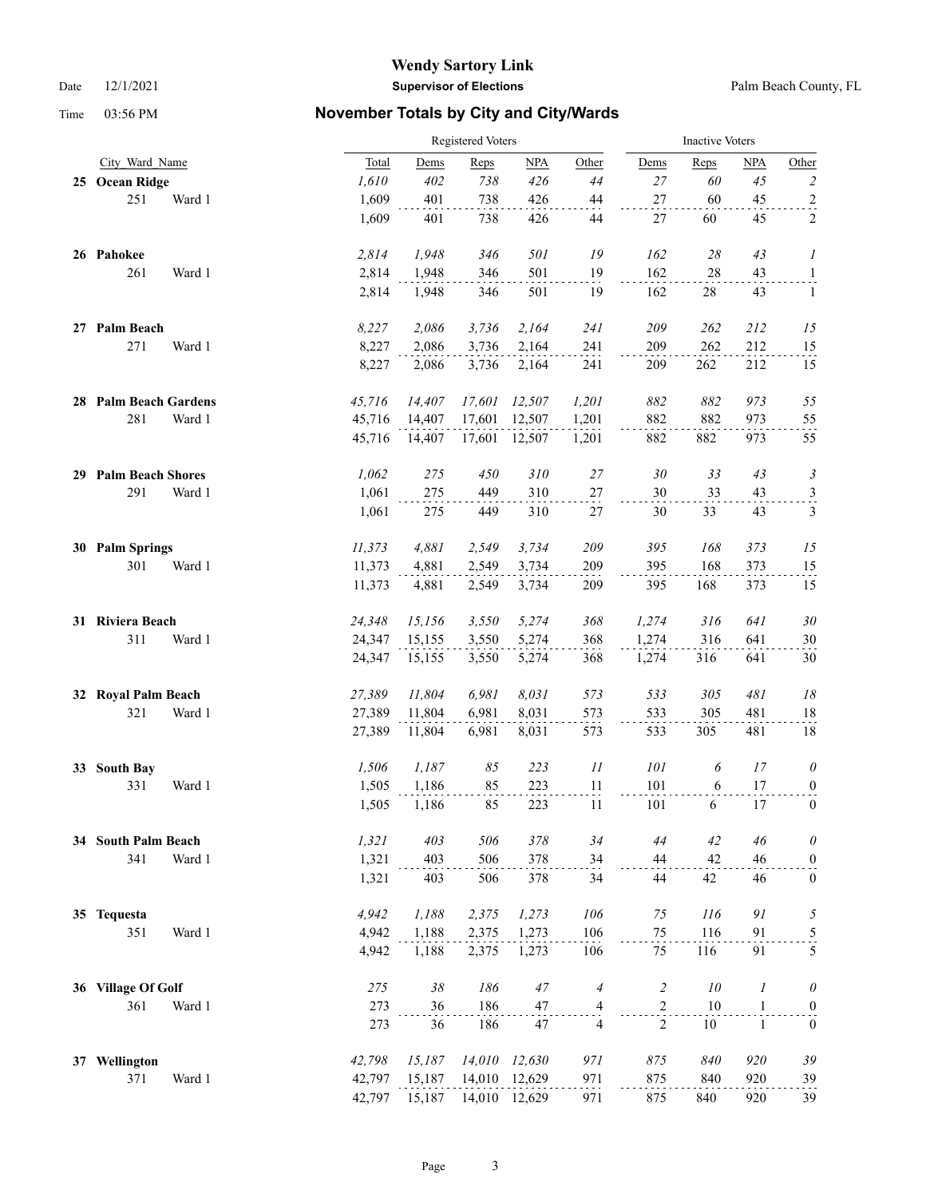# Wendy Sartory Link

**Supervisor of Elections**

Palm Beach County, FL

Date 12/1/2021

Time 03:56 PM

## November Totals by City and City/Wards

| | City_Ward_Name | | Registered Voters Total | Dems | Reps | NPA | Other | Inactive Voters Dems | Reps | NPA | Other |
|---|---|---|---|---|---|---|---|---|---|---|---|
| **25** | **Ocean Ridge** | | *1,610* | *402* | *738* | *426* | *44* | *27* | *60* | *45* | *2* |
| | 251 | Ward 1 | 1,609 | 401 | 738 | 426 | 44 | 27 | 60 | 45 | 2 |
| | | | 1,609 | 401 | 738 | 426 | 44 | 27 | 60 | 45 | 2 |
| **26** | **Pahokee** | | *2,814* | *1,948* | *346* | *501* | *19* | *162* | *28* | *43* | *1* |
| | 261 | Ward 1 | 2,814 | 1,948 | 346 | 501 | 19 | 162 | 28 | 43 | 1 |
| | | | 2,814 | 1,948 | 346 | 501 | 19 | 162 | 28 | 43 | 1 |
| **27** | **Palm Beach** | | *8,227* | *2,086* | *3,736* | *2,164* | *241* | *209* | *262* | *212* | *15* |
| | 271 | Ward 1 | 8,227 | 2,086 | 3,736 | 2,164 | 241 | 209 | 262 | 212 | 15 |
| | | | 8,227 | 2,086 | 3,736 | 2,164 | 241 | 209 | 262 | 212 | 15 |
| **28** | **Palm Beach Gardens** | | *45,716* | *14,407* | *17,601* | *12,507* | *1,201* | *882* | *882* | *973* | *55* |
| | 281 | Ward 1 | 45,716 | 14,407 | 17,601 | 12,507 | 1,201 | 882 | 882 | 973 | 55 |
| | | | 45,716 | 14,407 | 17,601 | 12,507 | 1,201 | 882 | 882 | 973 | 55 |
| **29** | **Palm Beach Shores** | | *1,062* | *275* | *450* | *310* | *27* | *30* | *33* | *43* | *3* |
| | 291 | Ward 1 | 1,061 | 275 | 449 | 310 | 27 | 30 | 33 | 43 | 3 |
| | | | 1,061 | 275 | 449 | 310 | 27 | 30 | 33 | 43 | 3 |
| **30** | **Palm Springs** | | *11,373* | *4,881* | *2,549* | *3,734* | *209* | *395* | *168* | *373* | *15* |
| | 301 | Ward 1 | 11,373 | 4,881 | 2,549 | 3,734 | 209 | 395 | 168 | 373 | 15 |
| | | | 11,373 | 4,881 | 2,549 | 3,734 | 209 | 395 | 168 | 373 | 15 |
| **31** | **Riviera Beach** | | *24,348* | *15,156* | *3,550* | *5,274* | *368* | *1,274* | *316* | *641* | *30* |
| | 311 | Ward 1 | 24,347 | 15,155 | 3,550 | 5,274 | 368 | 1,274 | 316 | 641 | 30 |
| | | | 24,347 | 15,155 | 3,550 | 5,274 | 368 | 1,274 | 316 | 641 | 30 |
| **32** | **Royal Palm Beach** | | *27,389* | *11,804* | *6,981* | *8,031* | *573* | *533* | *305* | *481* | *18* |
| | 321 | Ward 1 | 27,389 | 11,804 | 6,981 | 8,031 | 573 | 533 | 305 | 481 | 18 |
| | | | 27,389 | 11,804 | 6,981 | 8,031 | 573 | 533 | 305 | 481 | 18 |
| **33** | **South Bay** | | *1,506* | *1,187* | *85* | *223* | *11* | *101* | *6* | *17* | *0* |
| | 331 | Ward 1 | 1,505 | 1,186 | 85 | 223 | 11 | 101 | 6 | 17 | 0 |
| | | | 1,505 | 1,186 | 85 | 223 | 11 | 101 | 6 | 17 | 0 |
| **34** | **South Palm Beach** | | *1,321* | *403* | *506* | *378* | *34* | *44* | *42* | *46* | *0* |
| | 341 | Ward 1 | 1,321 | 403 | 506 | 378 | 34 | 44 | 42 | 46 | 0 |
| | | | 1,321 | 403 | 506 | 378 | 34 | 44 | 42 | 46 | 0 |
| **35** | **Tequesta** | | *4,942* | *1,188* | *2,375* | *1,273* | *106* | *75* | *116* | *91* | *5* |
| | 351 | Ward 1 | 4,942 | 1,188 | 2,375 | 1,273 | 106 | 75 | 116 | 91 | 5 |
| | | | 4,942 | 1,188 | 2,375 | 1,273 | 106 | 75 | 116 | 91 | 5 |
| **36** | **Village Of Golf** | | *275* | *38* | *186* | *47* | *4* | *2* | *10* | *1* | *0* |
| | 361 | Ward 1 | 273 | 36 | 186 | 47 | 4 | 2 | 10 | 1 | 0 |
| | | | 273 | 36 | 186 | 47 | 4 | 2 | 10 | 1 | 0 |
| **37** | **Wellington** | | *42,798* | *15,187* | *14,010* | *12,630* | *971* | *875* | *840* | *920* | *39* |
| | 371 | Ward 1 | 42,797 | 15,187 | 14,010 | 12,629 | 971 | 875 | 840 | 920 | 39 |
| | | | 42,797 | 15,187 | 14,010 | 12,629 | 971 | 875 | 840 | 920 | 39 |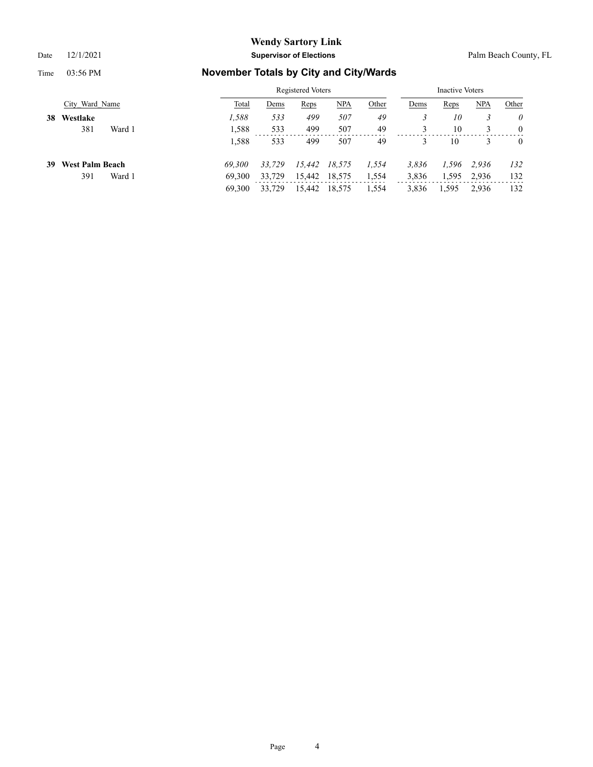**Wendy Sartory Link**

Date 12/1/2021 **Supervisor of Elections** Palm Beach County, FL

Time 03:56 PM

## November Totals by City and City/Wards

| City_Ward_Name | | | Registered Voters | | | | | Inactive Voters | | | |
|---|---|---|---|---|---|---|---|---|---|---|---|
| | | | Total | Dems | Reps | NPA | Other | Dems | Reps | NPA | Other |
| **38** | **Westlake** | | *1,588* | *533* | *499* | *507* | *49* | *3* | *10* | *3* | *0* |
| | 381 | Ward 1 | 1,588 | 533 | 499 | 507 | 49 | 3 | 10 | 3 | 0 |
| | | | 1,588 | 533 | 499 | 507 | 49 | 3 | 10 | 3 | 0 |
| **39** | **West Palm Beach** | | *69,300* | *33,729* | *15,442* | *18,575* | *1,554* | *3,836* | *1,596* | *2,936* | *132* |
| | 391 | Ward 1 | 69,300 | 33,729 | 15,442 | 18,575 | 1,554 | 3,836 | 1,595 | 2,936 | 132 |
| | | | 69,300 | 33,729 | 15,442 | 18,575 | 1,554 | 3,836 | 1,595 | 2,936 | 132 |